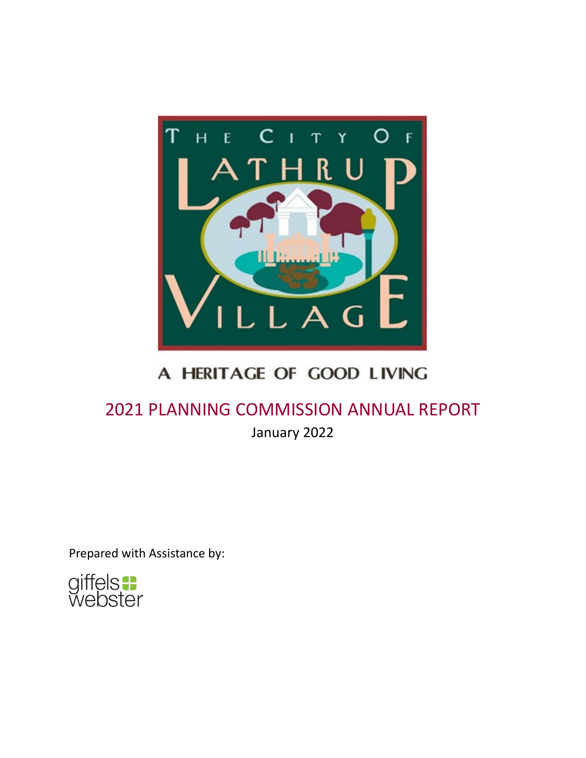THE CITY OF LATHRUP VILLAGE

A HERITAGE OF GOOD LIVING

# 2021 PLANNING COMMISSION ANNUAL REPORT

January 2022

Prepared with Assistance by:

giffels webster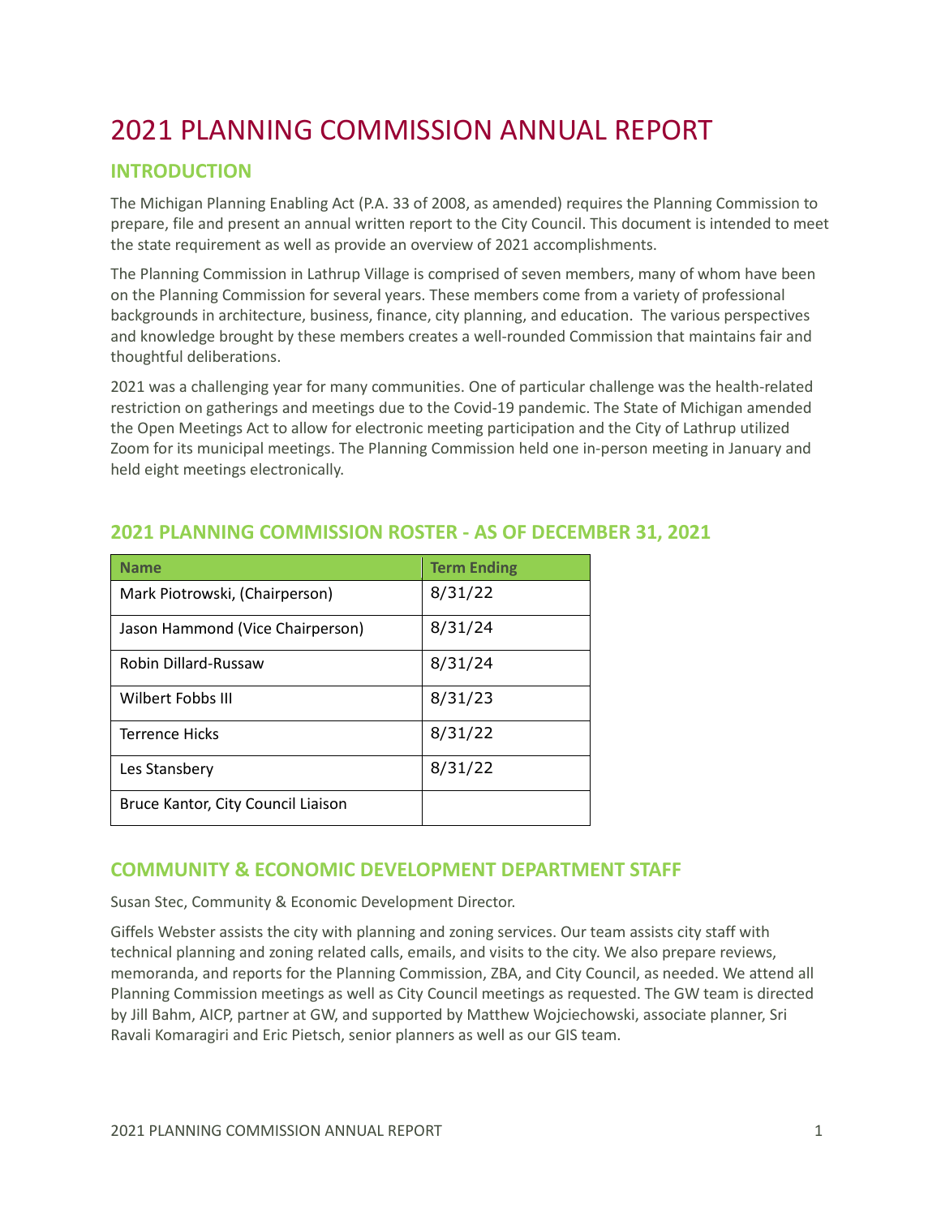# 2021 PLANNING COMMISSION ANNUAL REPORT

## INTRODUCTION

The Michigan Planning Enabling Act (P.A. 33 of 2008, as amended) requires the Planning Commission to prepare, file and present an annual written report to the City Council. This document is intended to meet the state requirement as well as provide an overview of 2021 accomplishments.

The Planning Commission in Lathrup Village is comprised of seven members, many of whom have been on the Planning Commission for several years. These members come from a variety of professional backgrounds in architecture, business, finance, city planning, and education. The various perspectives and knowledge brought by these members creates a well-rounded Commission that maintains fair and thoughtful deliberations.

2021 was a challenging year for many communities. One of particular challenge was the health-related restriction on gatherings and meetings due to the Covid-19 pandemic. The State of Michigan amended the Open Meetings Act to allow for electronic meeting participation and the City of Lathrup utilized Zoom for its municipal meetings. The Planning Commission held one in-person meeting in January and held eight meetings electronically.

## 2021 PLANNING COMMISSION ROSTER - AS OF DECEMBER 31, 2021

| Name | Term Ending |
|---|---|
| Mark Piotrowski, (Chairperson) | 8/31/22 |
| Jason Hammond (Vice Chairperson) | 8/31/24 |
| Robin Dillard-Russaw | 8/31/24 |
| Wilbert Fobbs III | 8/31/23 |
| Terrence Hicks | 8/31/22 |
| Les Stansbery | 8/31/22 |
| Bruce Kantor, City Council Liaison | |

## COMMUNITY & ECONOMIC DEVELOPMENT DEPARTMENT STAFF

Susan Stec, Community & Economic Development Director.

Giffels Webster assists the city with planning and zoning services. Our team assists city staff with technical planning and zoning related calls, emails, and visits to the city. We also prepare reviews, memoranda, and reports for the Planning Commission, ZBA, and City Council, as needed. We attend all Planning Commission meetings as well as City Council meetings as requested. The GW team is directed by Jill Bahm, AICP, partner at GW, and supported by Matthew Wojciechowski, associate planner, Sri Ravali Komaragiri and Eric Pietsch, senior planners as well as our GIS team.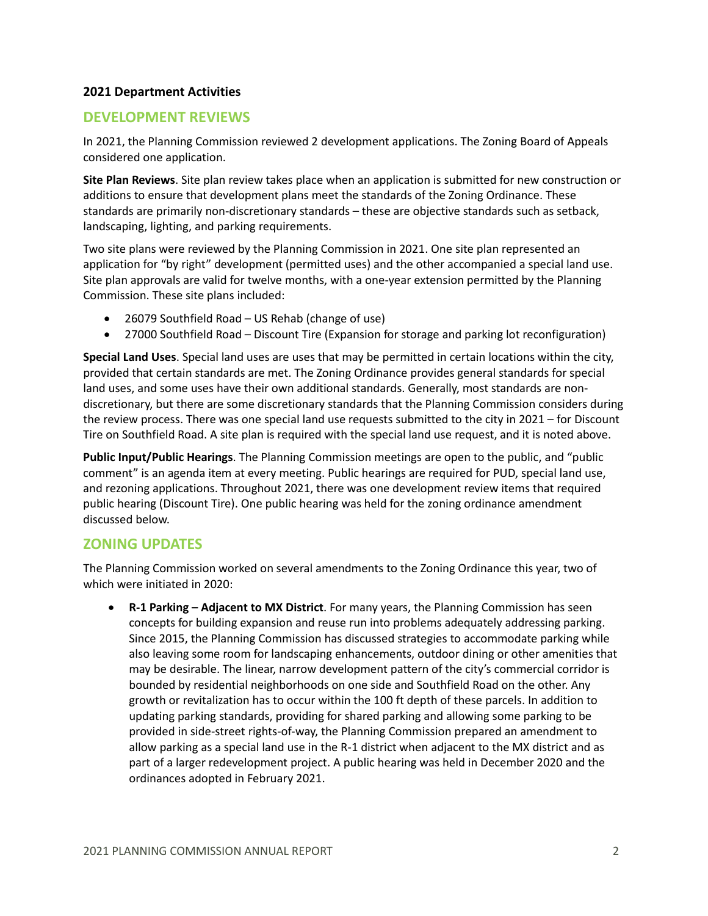**2021 Department Activities**

## DEVELOPMENT REVIEWS

In 2021, the Planning Commission reviewed 2 development applications. The Zoning Board of Appeals considered one application.

**Site Plan Reviews**. Site plan review takes place when an application is submitted for new construction or additions to ensure that development plans meet the standards of the Zoning Ordinance. These standards are primarily non-discretionary standards – these are objective standards such as setback, landscaping, lighting, and parking requirements.

Two site plans were reviewed by the Planning Commission in 2021. One site plan represented an application for "by right" development (permitted uses) and the other accompanied a special land use. Site plan approvals are valid for twelve months, with a one-year extension permitted by the Planning Commission. These site plans included:

- 26079 Southfield Road – US Rehab (change of use)
- 27000 Southfield Road – Discount Tire (Expansion for storage and parking lot reconfiguration)

**Special Land Uses**. Special land uses are uses that may be permitted in certain locations within the city, provided that certain standards are met. The Zoning Ordinance provides general standards for special land uses, and some uses have their own additional standards. Generally, most standards are non-discretionary, but there are some discretionary standards that the Planning Commission considers during the review process. There was one special land use requests submitted to the city in 2021 – for Discount Tire on Southfield Road. A site plan is required with the special land use request, and it is noted above.

**Public Input/Public Hearings**. The Planning Commission meetings are open to the public, and "public comment" is an agenda item at every meeting. Public hearings are required for PUD, special land use, and rezoning applications. Throughout 2021, there was one development review items that required public hearing (Discount Tire). One public hearing was held for the zoning ordinance amendment discussed below.

## ZONING UPDATES

The Planning Commission worked on several amendments to the Zoning Ordinance this year, two of which were initiated in 2020:

- **R-1 Parking – Adjacent to MX District**. For many years, the Planning Commission has seen concepts for building expansion and reuse run into problems adequately addressing parking. Since 2015, the Planning Commission has discussed strategies to accommodate parking while also leaving some room for landscaping enhancements, outdoor dining or other amenities that may be desirable. The linear, narrow development pattern of the city's commercial corridor is bounded by residential neighborhoods on one side and Southfield Road on the other. Any growth or revitalization has to occur within the 100 ft depth of these parcels. In addition to updating parking standards, providing for shared parking and allowing some parking to be provided in side-street rights-of-way, the Planning Commission prepared an amendment to allow parking as a special land use in the R-1 district when adjacent to the MX district and as part of a larger redevelopment project. A public hearing was held in December 2020 and the ordinances adopted in February 2021.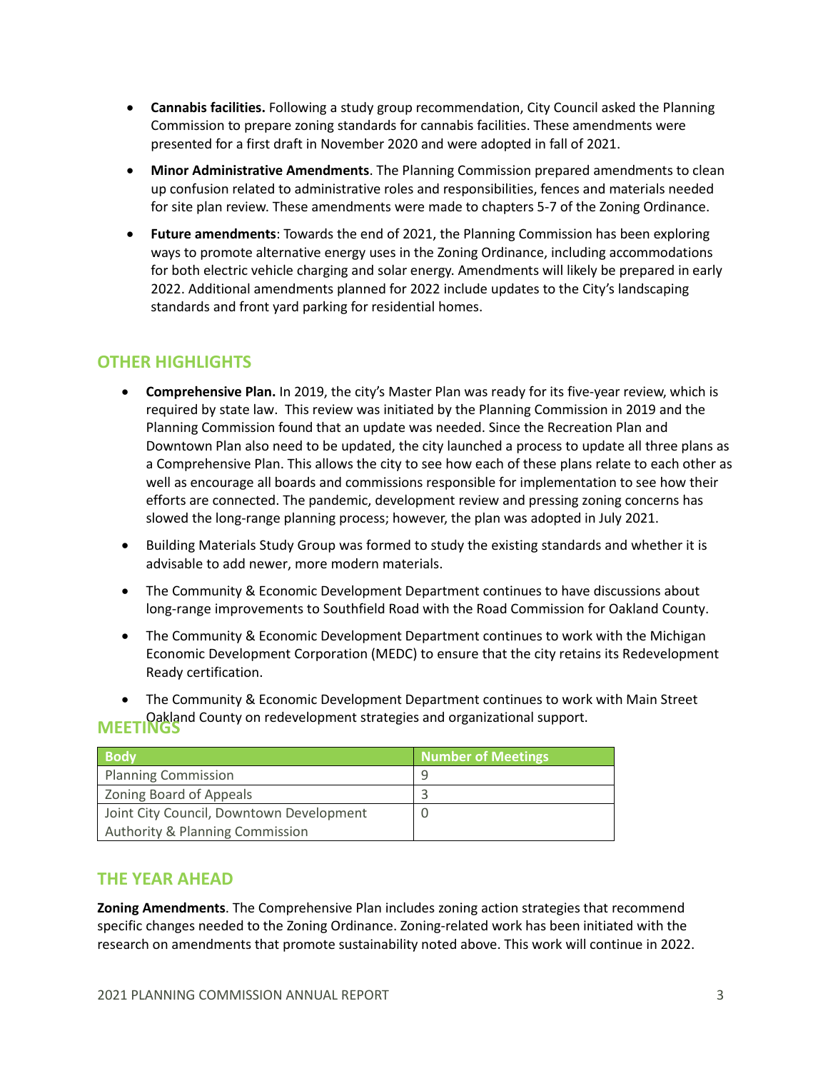- **Cannabis facilities.** Following a study group recommendation, City Council asked the Planning Commission to prepare zoning standards for cannabis facilities. These amendments were presented for a first draft in November 2020 and were adopted in fall of 2021.
- **Minor Administrative Amendments**. The Planning Commission prepared amendments to clean up confusion related to administrative roles and responsibilities, fences and materials needed for site plan review. These amendments were made to chapters 5-7 of the Zoning Ordinance.
- **Future amendments**: Towards the end of 2021, the Planning Commission has been exploring ways to promote alternative energy uses in the Zoning Ordinance, including accommodations for both electric vehicle charging and solar energy. Amendments will likely be prepared in early 2022. Additional amendments planned for 2022 include updates to the City's landscaping standards and front yard parking for residential homes.

## OTHER HIGHLIGHTS

- **Comprehensive Plan.** In 2019, the city's Master Plan was ready for its five-year review, which is required by state law. This review was initiated by the Planning Commission in 2019 and the Planning Commission found that an update was needed. Since the Recreation Plan and Downtown Plan also need to be updated, the city launched a process to update all three plans as a Comprehensive Plan. This allows the city to see how each of these plans relate to each other as well as encourage all boards and commissions responsible for implementation to see how their efforts are connected. The pandemic, development review and pressing zoning concerns has slowed the long-range planning process; however, the plan was adopted in July 2021.
- Building Materials Study Group was formed to study the existing standards and whether it is advisable to add newer, more modern materials.
- The Community & Economic Development Department continues to have discussions about long-range improvements to Southfield Road with the Road Commission for Oakland County.
- The Community & Economic Development Department continues to work with the Michigan Economic Development Corporation (MEDC) to ensure that the city retains its Redevelopment Ready certification.
- The Community & Economic Development Department continues to work with Main Street Oakland County on redevelopment strategies and organizational support.

## MEETINGS

| Body | Number of Meetings |
|---|---|
| Planning Commission | 9 |
| Zoning Board of Appeals | 3 |
| Joint City Council, Downtown Development Authority & Planning Commission | 0 |

## THE YEAR AHEAD

**Zoning Amendments**. The Comprehensive Plan includes zoning action strategies that recommend specific changes needed to the Zoning Ordinance. Zoning-related work has been initiated with the research on amendments that promote sustainability noted above. This work will continue in 2022.